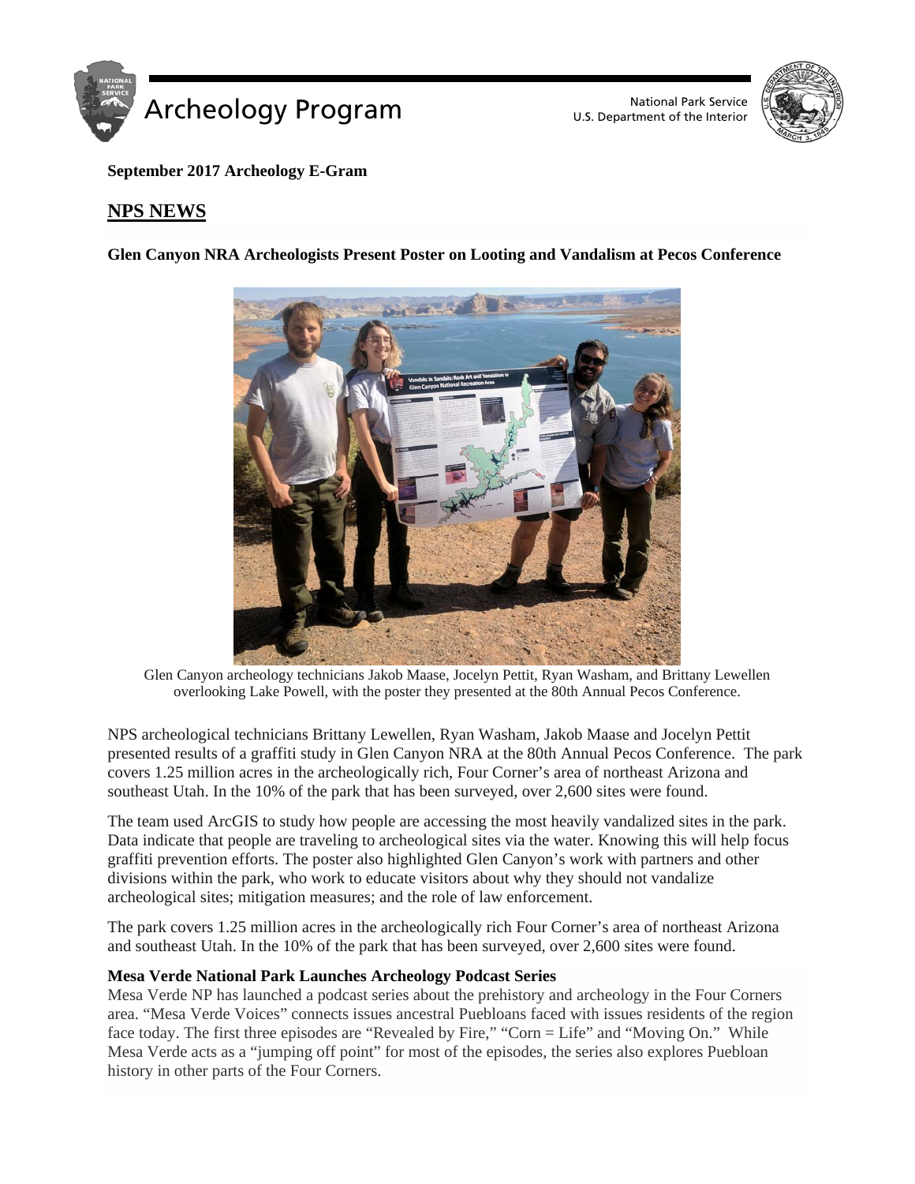**September 2017 Archeology E-Gram**

## NPS NEWS

**Glen Canyon NRA Archeologists Present Poster on Looting and Vandalism at Pecos Conference**

Glen Canyon archeology technicians Jakob Maase, Jocelyn Pettit, Ryan Washam, and Brittany Lewellen overlooking Lake Powell, with the poster they presented at the 80th Annual Pecos Conference.

NPS archeological technicians Brittany Lewellen, Ryan Washam, Jakob Maase and Jocelyn Pettit presented results of a graffiti study in Glen Canyon NRA at the 80th Annual Pecos Conference. The park covers 1.25 million acres in the archeologically rich, Four Corner's area of northeast Arizona and southeast Utah. In the 10% of the park that has been surveyed, over 2,600 sites were found.

The team used ArcGIS to study how people are accessing the most heavily vandalized sites in the park. Data indicate that people are traveling to archeological sites via the water. Knowing this will help focus graffiti prevention efforts. The poster also highlighted Glen Canyon's work with partners and other divisions within the park, who work to educate visitors about why they should not vandalize archeological sites; mitigation measures; and the role of law enforcement.

The park covers 1.25 million acres in the archeologically rich Four Corner's area of northeast Arizona and southeast Utah. In the 10% of the park that has been surveyed, over 2,600 sites were found.

**Mesa Verde National Park Launches Archeology Podcast Series**

Mesa Verde NP has launched a podcast series about the prehistory and archeology in the Four Corners area. "Mesa Verde Voices" connects issues ancestral Puebloans faced with issues residents of the region face today. The first three episodes are "Revealed by Fire," "Corn = Life" and "Moving On." While Mesa Verde acts as a "jumping off point" for most of the episodes, the series also explores Puebloan history in other parts of the Four Corners.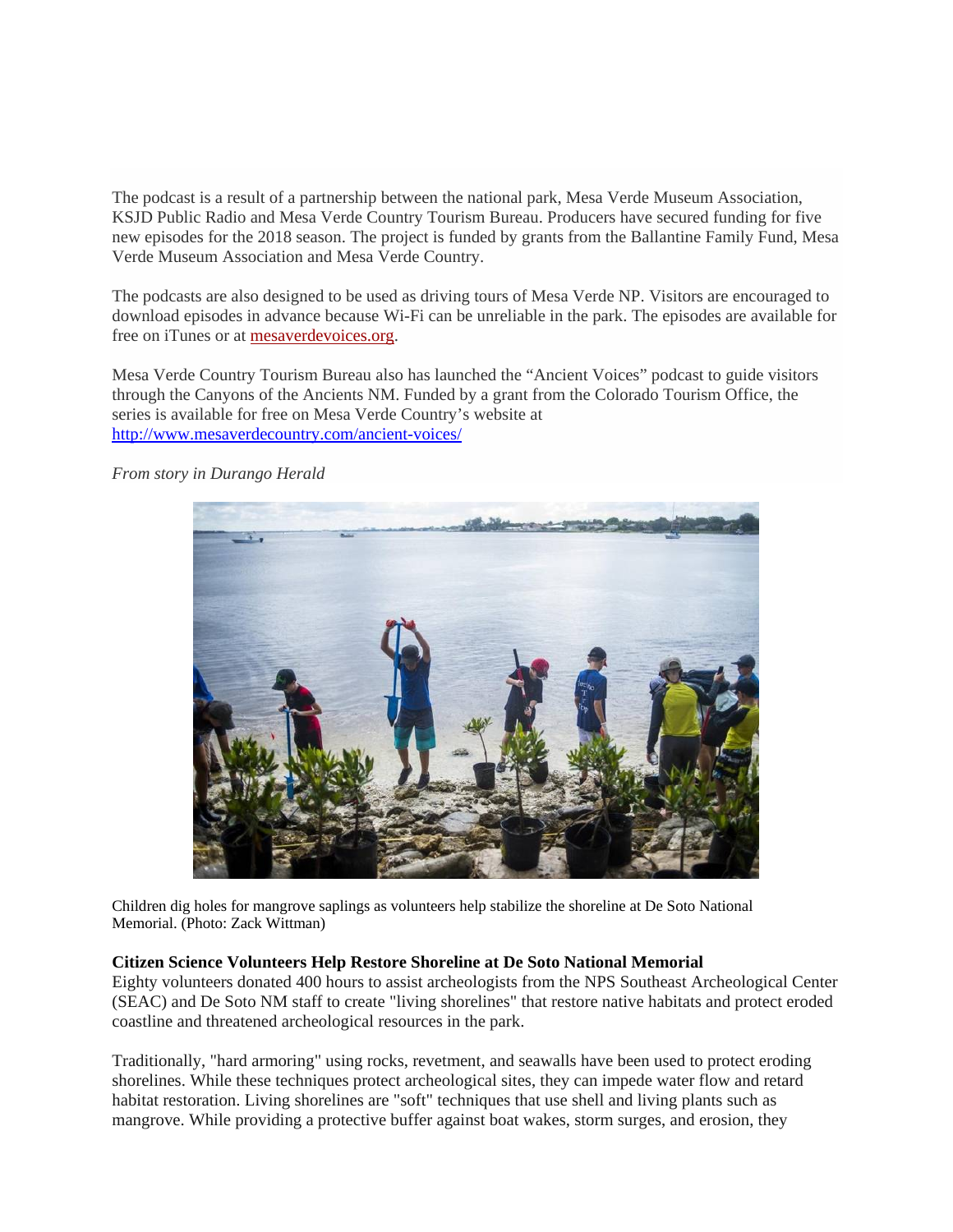The podcast is a result of a partnership between the national park, Mesa Verde Museum Association, KSJD Public Radio and Mesa Verde Country Tourism Bureau. Producers have secured funding for five new episodes for the 2018 season. The project is funded by grants from the Ballantine Family Fund, Mesa Verde Museum Association and Mesa Verde Country.

The podcasts are also designed to be used as driving tours of Mesa Verde NP. Visitors are encouraged to download episodes in advance because Wi-Fi can be unreliable in the park. The episodes are available for free on iTunes or at [mesaverdevoices.org](mesaverdevoices.org).

Mesa Verde Country Tourism Bureau also has launched the "Ancient Voices" podcast to guide visitors through the Canyons of the Ancients NM. Funded by a grant from the Colorado Tourism Office, the series is available for free on Mesa Verde Country's website at [http://www.mesaverdecountry.com/ancient-voices/](http://www.mesaverdecountry.com/ancient-voices/)

*From story in Durango Herald*

Children dig holes for mangrove saplings as volunteers help stabilize the shoreline at De Soto National Memorial. (Photo: Zack Wittman)

**Citizen Science Volunteers Help Restore Shoreline at De Soto National Memorial**

Eighty volunteers donated 400 hours to assist archeologists from the NPS Southeast Archeological Center (SEAC) and De Soto NM staff to create "living shorelines" that restore native habitats and protect eroded coastline and threatened archeological resources in the park.

Traditionally, "hard armoring" using rocks, revetment, and seawalls have been used to protect eroding shorelines. While these techniques protect archeological sites, they can impede water flow and retard habitat restoration. Living shorelines are "soft" techniques that use shell and living plants such as mangrove. While providing a protective buffer against boat wakes, storm surges, and erosion, they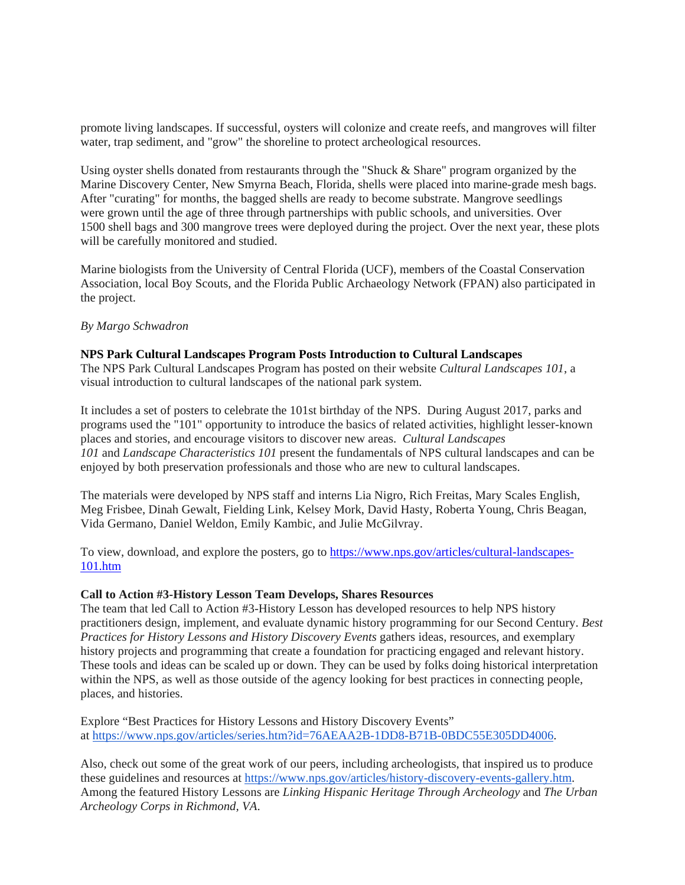promote living landscapes. If successful, oysters will colonize and create reefs, and mangroves will filter water, trap sediment, and "grow" the shoreline to protect archeological resources.

Using oyster shells donated from restaurants through the "Shuck & Share" program organized by the Marine Discovery Center, New Smyrna Beach, Florida, shells were placed into marine-grade mesh bags. After "curating" for months, the bagged shells are ready to become substrate. Mangrove seedlings were grown until the age of three through partnerships with public schools, and universities. Over 1500 shell bags and 300 mangrove trees were deployed during the project. Over the next year, these plots will be carefully monitored and studied.

Marine biologists from the University of Central Florida (UCF), members of the Coastal Conservation Association, local Boy Scouts, and the Florida Public Archaeology Network (FPAN) also participated in the project.

*By Margo Schwadron*

**NPS Park Cultural Landscapes Program Posts Introduction to Cultural Landscapes**

The NPS Park Cultural Landscapes Program has posted on their website *Cultural Landscapes 101*, a visual introduction to cultural landscapes of the national park system.

It includes a set of posters to celebrate the 101st birthday of the NPS. During August 2017, parks and programs used the "101" opportunity to introduce the basics of related activities, highlight lesser-known places and stories, and encourage visitors to discover new areas. *Cultural Landscapes 101* and *Landscape Characteristics 101* present the fundamentals of NPS cultural landscapes and can be enjoyed by both preservation professionals and those who are new to cultural landscapes.

The materials were developed by NPS staff and interns Lia Nigro, Rich Freitas, Mary Scales English, Meg Frisbee, Dinah Gewalt, Fielding Link, Kelsey Mork, David Hasty, Roberta Young, Chris Beagan, Vida Germano, Daniel Weldon, Emily Kambic, and Julie McGilvray.

To view, download, and explore the posters, go to https://www.nps.gov/articles/cultural-landscapes-101.htm

**Call to Action #3-History Lesson Team Develops, Shares Resources**

The team that led Call to Action #3-History Lesson has developed resources to help NPS history practitioners design, implement, and evaluate dynamic history programming for our Second Century. *Best Practices for History Lessons and History Discovery Events* gathers ideas, resources, and exemplary history projects and programming that create a foundation for practicing engaged and relevant history. These tools and ideas can be scaled up or down. They can be used by folks doing historical interpretation within the NPS, as well as those outside of the agency looking for best practices in connecting people, places, and histories.

Explore "Best Practices for History Lessons and History Discovery Events" at https://www.nps.gov/articles/series.htm?id=76AEAA2B-1DD8-B71B-0BDC55E305DD4006.

Also, check out some of the great work of our peers, including archeologists, that inspired us to produce these guidelines and resources at https://www.nps.gov/articles/history-discovery-events-gallery.htm. Among the featured History Lessons are *Linking Hispanic Heritage Through Archeology* and *The Urban Archeology Corps in Richmond, VA*.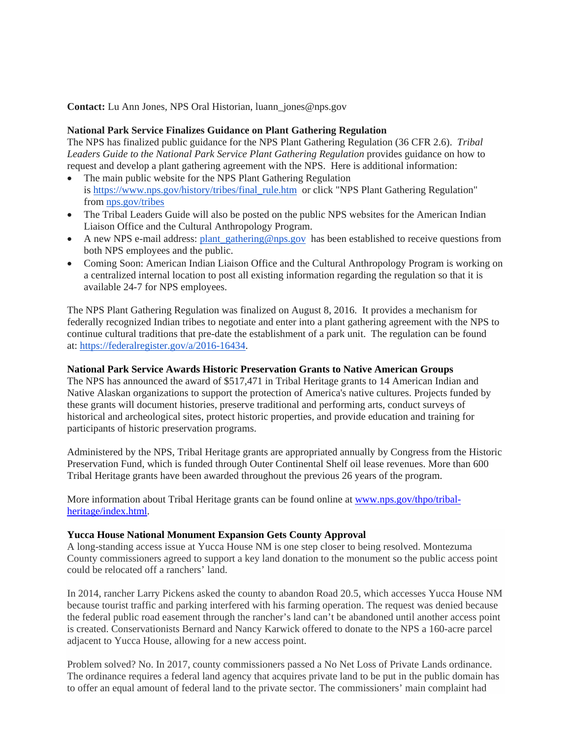**Contact:** Lu Ann Jones, NPS Oral Historian, luann_jones@nps.gov

**National Park Service Finalizes Guidance on Plant Gathering Regulation**

The NPS has finalized public guidance for the NPS Plant Gathering Regulation (36 CFR 2.6). *Tribal Leaders Guide to the National Park Service Plant Gathering Regulation* provides guidance on how to request and develop a plant gathering agreement with the NPS. Here is additional information:

- The main public website for the NPS Plant Gathering Regulation is [https://www.nps.gov/history/tribes/final_rule.htm](https://www.nps.gov/history/tribes/final_rule.htm) or click "NPS Plant Gathering Regulation" from [nps.gov/tribes](nps.gov/tribes)
- The Tribal Leaders Guide will also be posted on the public NPS websites for the American Indian Liaison Office and the Cultural Anthropology Program.
- A new NPS e-mail address: [plant_gathering@nps.gov](mailto:plant_gathering@nps.gov) has been established to receive questions from both NPS employees and the public.
- Coming Soon: American Indian Liaison Office and the Cultural Anthropology Program is working on a centralized internal location to post all existing information regarding the regulation so that it is available 24-7 for NPS employees.

The NPS Plant Gathering Regulation was finalized on August 8, 2016. It provides a mechanism for federally recognized Indian tribes to negotiate and enter into a plant gathering agreement with the NPS to continue cultural traditions that pre-date the establishment of a park unit. The regulation can be found at: [https://federalregister.gov/a/2016-16434](https://federalregister.gov/a/2016-16434).

**National Park Service Awards Historic Preservation Grants to Native American Groups**

The NPS has announced the award of $517,471 in Tribal Heritage grants to 14 American Indian and Native Alaskan organizations to support the protection of America's native cultures. Projects funded by these grants will document histories, preserve traditional and performing arts, conduct surveys of historical and archeological sites, protect historic properties, and provide education and training for participants of historic preservation programs.

Administered by the NPS, Tribal Heritage grants are appropriated annually by Congress from the Historic Preservation Fund, which is funded through Outer Continental Shelf oil lease revenues. More than 600 Tribal Heritage grants have been awarded throughout the previous 26 years of the program.

More information about Tribal Heritage grants can be found online at [www.nps.gov/thpo/tribal-heritage/index.html](www.nps.gov/thpo/tribal-heritage/index.html).

**Yucca House National Monument Expansion Gets County Approval**

A long-standing access issue at Yucca House NM is one step closer to being resolved. Montezuma County commissioners agreed to support a key land donation to the monument so the public access point could be relocated off a ranchers' land.

In 2014, rancher Larry Pickens asked the county to abandon Road 20.5, which accesses Yucca House NM because tourist traffic and parking interfered with his farming operation. The request was denied because the federal public road easement through the rancher's land can't be abandoned until another access point is created. Conservationists Bernard and Nancy Karwick offered to donate to the NPS a 160-acre parcel adjacent to Yucca House, allowing for a new access point.

Problem solved? No. In 2017, county commissioners passed a No Net Loss of Private Lands ordinance. The ordinance requires a federal land agency that acquires private land to be put in the public domain has to offer an equal amount of federal land to the private sector. The commissioners' main complaint had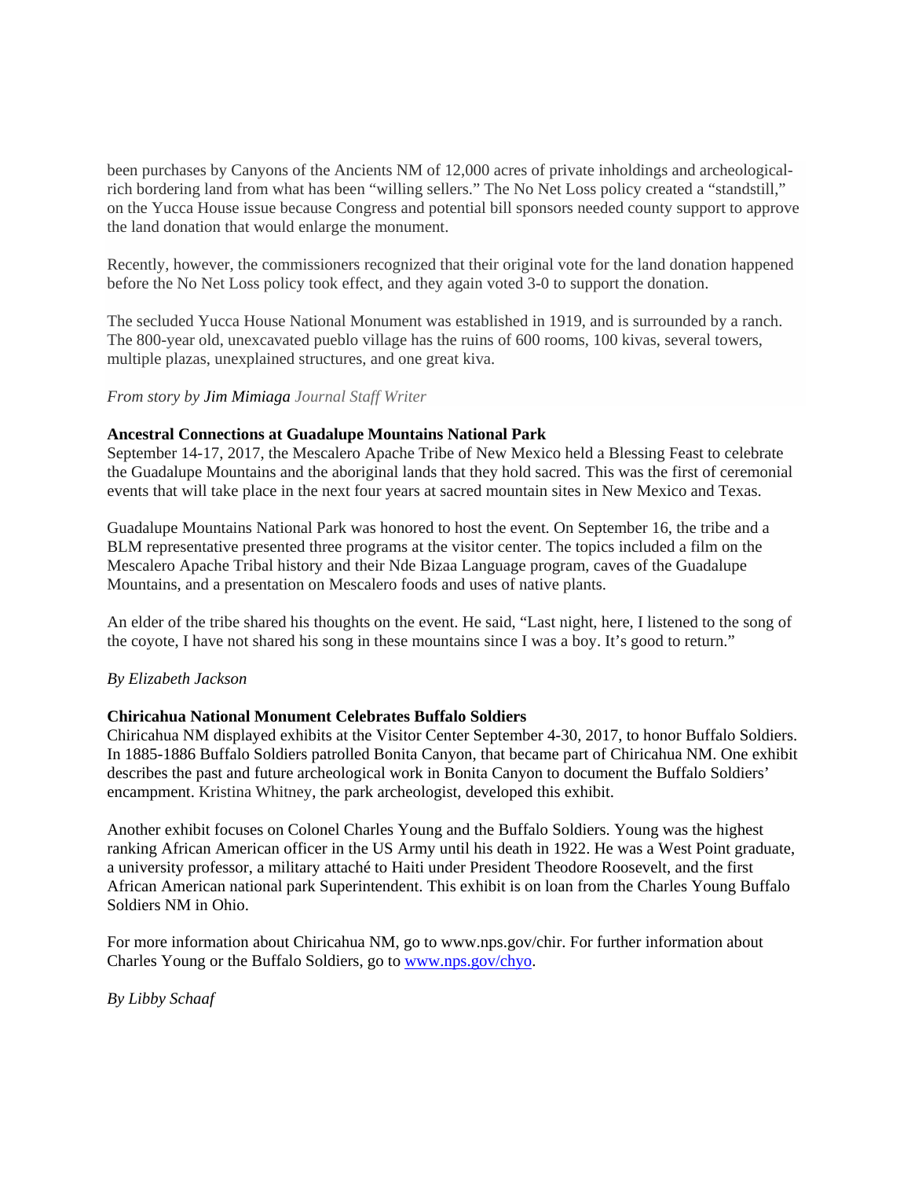been purchases by Canyons of the Ancients NM of 12,000 acres of private inholdings and archeological-rich bordering land from what has been "willing sellers." The No Net Loss policy created a "standstill," on the Yucca House issue because Congress and potential bill sponsors needed county support to approve the land donation that would enlarge the monument.

Recently, however, the commissioners recognized that their original vote for the land donation happened before the No Net Loss policy took effect, and they again voted 3-0 to support the donation.

The secluded Yucca House National Monument was established in 1919, and is surrounded by a ranch. The 800-year old, unexcavated pueblo village has the ruins of 600 rooms, 100 kivas, several towers, multiple plazas, unexplained structures, and one great kiva.

*From story by Jim Mimiaga Journal Staff Writer*

**Ancestral Connections at Guadalupe Mountains National Park**

September 14-17, 2017, the Mescalero Apache Tribe of New Mexico held a Blessing Feast to celebrate the Guadalupe Mountains and the aboriginal lands that they hold sacred. This was the first of ceremonial events that will take place in the next four years at sacred mountain sites in New Mexico and Texas.

Guadalupe Mountains National Park was honored to host the event. On September 16, the tribe and a BLM representative presented three programs at the visitor center. The topics included a film on the Mescalero Apache Tribal history and their Nde Bizaa Language program, caves of the Guadalupe Mountains, and a presentation on Mescalero foods and uses of native plants.

An elder of the tribe shared his thoughts on the event. He said, "Last night, here, I listened to the song of the coyote, I have not shared his song in these mountains since I was a boy. It's good to return."

*By Elizabeth Jackson*

**Chiricahua National Monument Celebrates Buffalo Soldiers**

Chiricahua NM displayed exhibits at the Visitor Center September 4-30, 2017, to honor Buffalo Soldiers. In 1885-1886 Buffalo Soldiers patrolled Bonita Canyon, that became part of Chiricahua NM. One exhibit describes the past and future archeological work in Bonita Canyon to document the Buffalo Soldiers' encampment. Kristina Whitney, the park archeologist, developed this exhibit.

Another exhibit focuses on Colonel Charles Young and the Buffalo Soldiers. Young was the highest ranking African American officer in the US Army until his death in 1922. He was a West Point graduate, a university professor, a military attaché to Haiti under President Theodore Roosevelt, and the first African American national park Superintendent. This exhibit is on loan from the Charles Young Buffalo Soldiers NM in Ohio.

For more information about Chiricahua NM, go to www.nps.gov/chir. For further information about Charles Young or the Buffalo Soldiers, go to [www.nps.gov/chyo](www.nps.gov/chyo).

*By Libby Schaaf*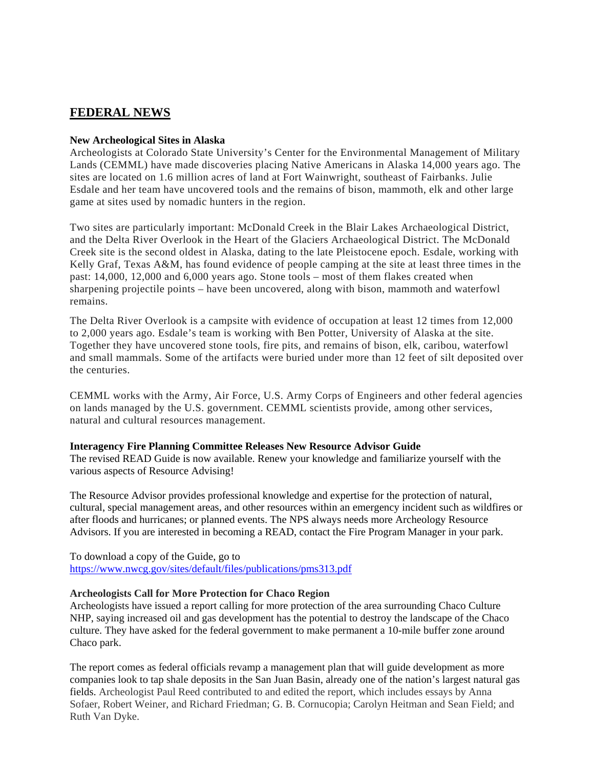## FEDERAL NEWS

**New Archeological Sites in Alaska**

Archeologists at Colorado State University's Center for the Environmental Management of Military Lands (CEMML) have made discoveries placing Native Americans in Alaska 14,000 years ago. The sites are located on 1.6 million acres of land at Fort Wainwright, southeast of Fairbanks. Julie Esdale and her team have uncovered tools and the remains of bison, mammoth, elk and other large game at sites used by nomadic hunters in the region.

Two sites are particularly important: McDonald Creek in the Blair Lakes Archaeological District, and the Delta River Overlook in the Heart of the Glaciers Archaeological District. The McDonald Creek site is the second oldest in Alaska, dating to the late Pleistocene epoch. Esdale, working with Kelly Graf, Texas A&M, has found evidence of people camping at the site at least three times in the past: 14,000, 12,000 and 6,000 years ago. Stone tools – most of them flakes created when sharpening projectile points – have been uncovered, along with bison, mammoth and waterfowl remains.

The Delta River Overlook is a campsite with evidence of occupation at least 12 times from 12,000 to 2,000 years ago. Esdale's team is working with Ben Potter, University of Alaska at the site. Together they have uncovered stone tools, fire pits, and remains of bison, elk, caribou, waterfowl and small mammals. Some of the artifacts were buried under more than 12 feet of silt deposited over the centuries.

CEMML works with the Army, Air Force, U.S. Army Corps of Engineers and other federal agencies on lands managed by the U.S. government. CEMML scientists provide, among other services, natural and cultural resources management.

**Interagency Fire Planning Committee Releases New Resource Advisor Guide**

The revised READ Guide is now available. Renew your knowledge and familiarize yourself with the various aspects of Resource Advising!

The Resource Advisor provides professional knowledge and expertise for the protection of natural, cultural, special management areas, and other resources within an emergency incident such as wildfires or after floods and hurricanes; or planned events. The NPS always needs more Archeology Resource Advisors. If you are interested in becoming a READ, contact the Fire Program Manager in your park.

To download a copy of the Guide, go to
https://www.nwcg.gov/sites/default/files/publications/pms313.pdf

**Archeologists Call for More Protection for Chaco Region**

Archeologists have issued a report calling for more protection of the area surrounding Chaco Culture NHP, saying increased oil and gas development has the potential to destroy the landscape of the Chaco culture. They have asked for the federal government to make permanent a 10-mile buffer zone around Chaco park.

The report comes as federal officials revamp a management plan that will guide development as more companies look to tap shale deposits in the San Juan Basin, already one of the nation's largest natural gas fields. Archeologist Paul Reed contributed to and edited the report, which includes essays by Anna Sofaer, Robert Weiner, and Richard Friedman; G. B. Cornucopia; Carolyn Heitman and Sean Field; and Ruth Van Dyke.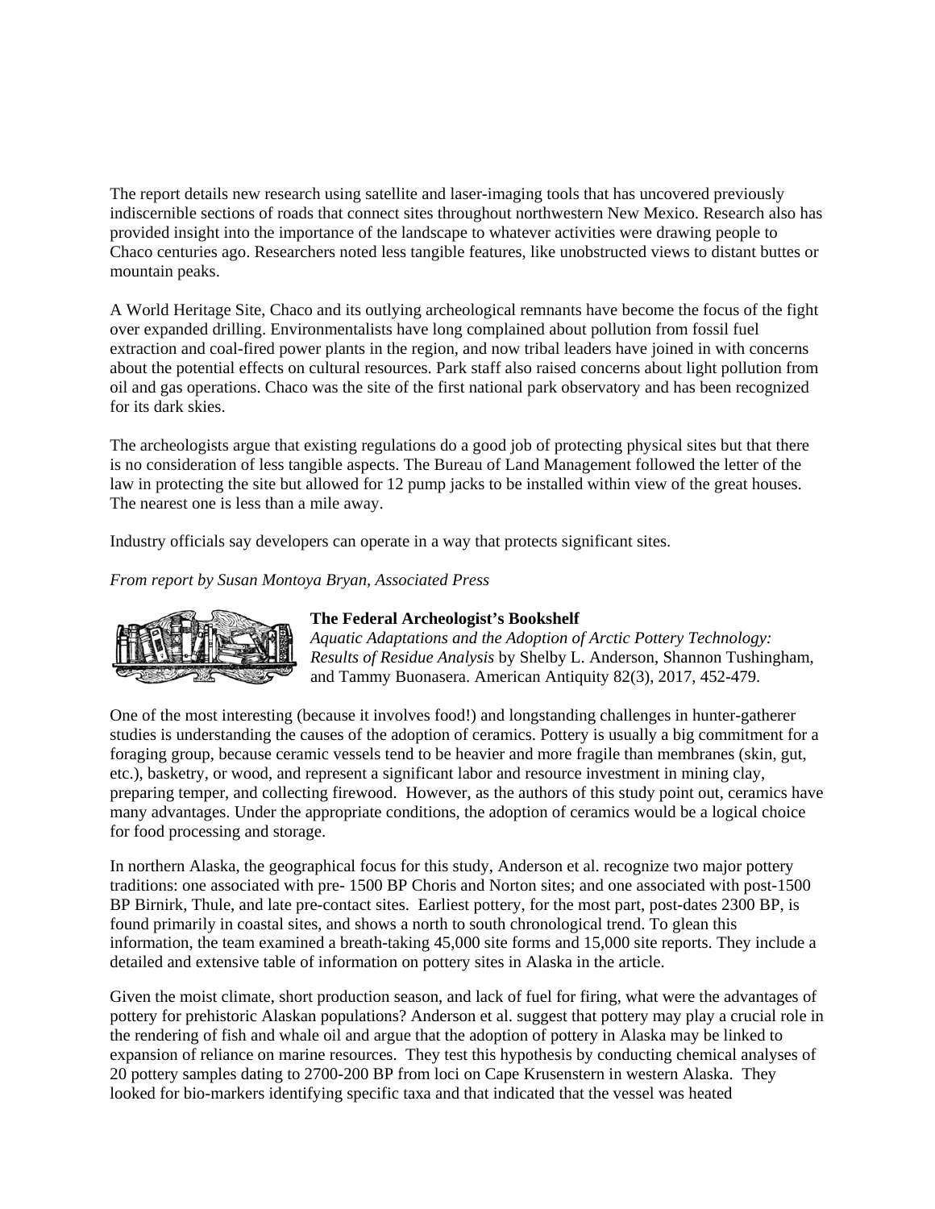The report details new research using satellite and laser-imaging tools that has uncovered previously indiscernible sections of roads that connect sites throughout northwestern New Mexico. Research also has provided insight into the importance of the landscape to whatever activities were drawing people to Chaco centuries ago. Researchers noted less tangible features, like unobstructed views to distant buttes or mountain peaks.

A World Heritage Site, Chaco and its outlying archeological remnants have become the focus of the fight over expanded drilling. Environmentalists have long complained about pollution from fossil fuel extraction and coal-fired power plants in the region, and now tribal leaders have joined in with concerns about the potential effects on cultural resources. Park staff also raised concerns about light pollution from oil and gas operations. Chaco was the site of the first national park observatory and has been recognized for its dark skies.

The archeologists argue that existing regulations do a good job of protecting physical sites but that there is no consideration of less tangible aspects. The Bureau of Land Management followed the letter of the law in protecting the site but allowed for 12 pump jacks to be installed within view of the great houses. The nearest one is less than a mile away.

Industry officials say developers can operate in a way that protects significant sites.

*From report by Susan Montoya Bryan, Associated Press*

**The Federal Archeologist's Bookshelf**
*Aquatic Adaptations and the Adoption of Arctic Pottery Technology: Results of Residue Analysis* by Shelby L. Anderson, Shannon Tushingham, and Tammy Buonasera. American Antiquity 82(3), 2017, 452-479.

One of the most interesting (because it involves food!) and longstanding challenges in hunter-gatherer studies is understanding the causes of the adoption of ceramics. Pottery is usually a big commitment for a foraging group, because ceramic vessels tend to be heavier and more fragile than membranes (skin, gut, etc.), basketry, or wood, and represent a significant labor and resource investment in mining clay, preparing temper, and collecting firewood. However, as the authors of this study point out, ceramics have many advantages. Under the appropriate conditions, the adoption of ceramics would be a logical choice for food processing and storage.

In northern Alaska, the geographical focus for this study, Anderson et al. recognize two major pottery traditions: one associated with pre- 1500 BP Choris and Norton sites; and one associated with post-1500 BP Birnirk, Thule, and late pre-contact sites. Earliest pottery, for the most part, post-dates 2300 BP, is found primarily in coastal sites, and shows a north to south chronological trend. To glean this information, the team examined a breath-taking 45,000 site forms and 15,000 site reports. They include a detailed and extensive table of information on pottery sites in Alaska in the article.

Given the moist climate, short production season, and lack of fuel for firing, what were the advantages of pottery for prehistoric Alaskan populations? Anderson et al. suggest that pottery may play a crucial role in the rendering of fish and whale oil and argue that the adoption of pottery in Alaska may be linked to expansion of reliance on marine resources. They test this hypothesis by conducting chemical analyses of 20 pottery samples dating to 2700-200 BP from loci on Cape Krusenstern in western Alaska. They looked for bio-markers identifying specific taxa and that indicated that the vessel was heated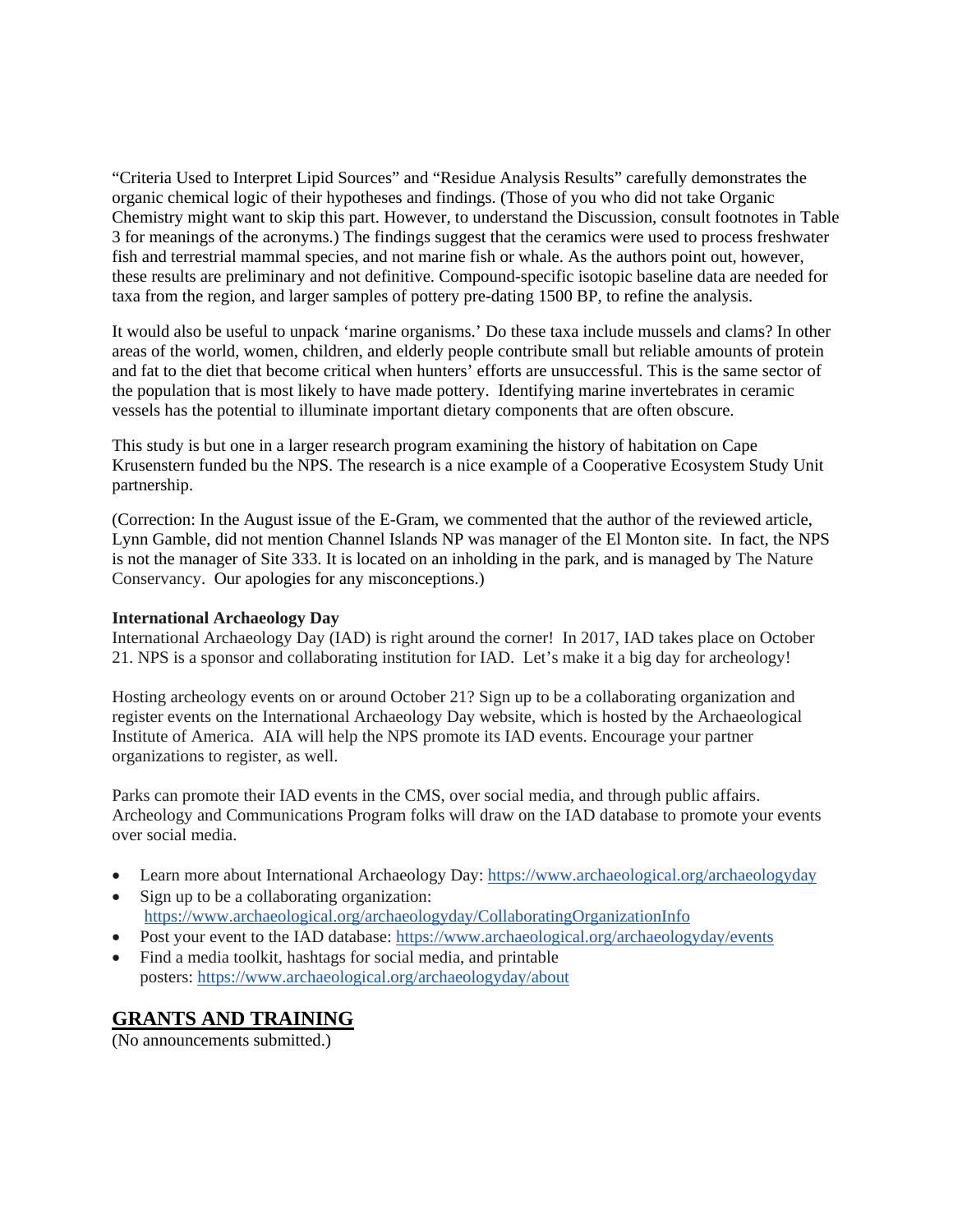"Criteria Used to Interpret Lipid Sources" and "Residue Analysis Results" carefully demonstrates the organic chemical logic of their hypotheses and findings. (Those of you who did not take Organic Chemistry might want to skip this part. However, to understand the Discussion, consult footnotes in Table 3 for meanings of the acronyms.) The findings suggest that the ceramics were used to process freshwater fish and terrestrial mammal species, and not marine fish or whale. As the authors point out, however, these results are preliminary and not definitive. Compound-specific isotopic baseline data are needed for taxa from the region, and larger samples of pottery pre-dating 1500 BP, to refine the analysis.

It would also be useful to unpack 'marine organisms.' Do these taxa include mussels and clams? In other areas of the world, women, children, and elderly people contribute small but reliable amounts of protein and fat to the diet that become critical when hunters' efforts are unsuccessful. This is the same sector of the population that is most likely to have made pottery. Identifying marine invertebrates in ceramic vessels has the potential to illuminate important dietary components that are often obscure.

This study is but one in a larger research program examining the history of habitation on Cape Krusenstern funded bu the NPS. The research is a nice example of a Cooperative Ecosystem Study Unit partnership.

(Correction: In the August issue of the E-Gram, we commented that the author of the reviewed article, Lynn Gamble, did not mention Channel Islands NP was manager of the El Monton site. In fact, the NPS is not the manager of Site 333. It is located on an inholding in the park, and is managed by The Nature Conservancy. Our apologies for any misconceptions.)

**International Archaeology Day**

International Archaeology Day (IAD) is right around the corner! In 2017, IAD takes place on October 21. NPS is a sponsor and collaborating institution for IAD. Let's make it a big day for archeology!

Hosting archeology events on or around October 21? Sign up to be a collaborating organization and register events on the International Archaeology Day website, which is hosted by the Archaeological Institute of America. AIA will help the NPS promote its IAD events. Encourage your partner organizations to register, as well.

Parks can promote their IAD events in the CMS, over social media, and through public affairs. Archeology and Communications Program folks will draw on the IAD database to promote your events over social media.

- Learn more about International Archaeology Day: https://www.archaeological.org/archaeologyday
- Sign up to be a collaborating organization: https://www.archaeological.org/archaeologyday/CollaboratingOrganizationInfo
- Post your event to the IAD database: https://www.archaeological.org/archaeologyday/events
- Find a media toolkit, hashtags for social media, and printable posters: https://www.archaeological.org/archaeologyday/about

## GRANTS AND TRAINING

(No announcements submitted.)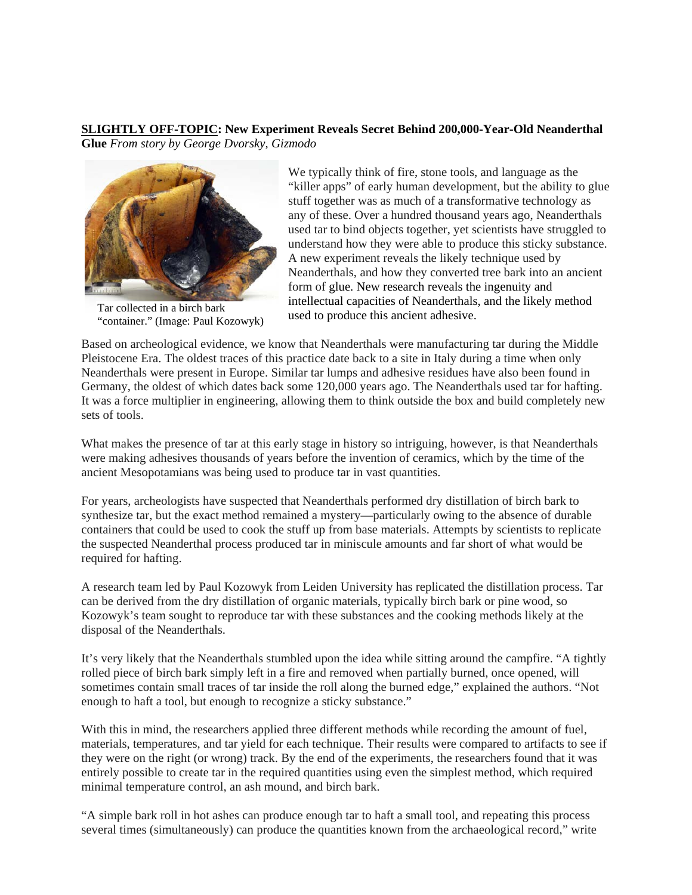**<u>SLIGHTLY OFF-TOPIC</u>: New Experiment Reveals Secret Behind 200,000-Year-Old Neanderthal Glue** *From story by George Dvorsky, Gizmodo*

Tar collected in a birch bark "container." (Image: Paul Kozowyk)

We typically think of fire, stone tools, and language as the "killer apps" of early human development, but the ability to glue stuff together was as much of a transformative technology as any of these. Over a hundred thousand years ago, Neanderthals used tar to bind objects together, yet scientists have struggled to understand how they were able to produce this sticky substance. A new experiment reveals the likely technique used by Neanderthals, and how they converted tree bark into an ancient form of glue. New research reveals the ingenuity and intellectual capacities of Neanderthals, and the likely method used to produce this ancient adhesive.

Based on archeological evidence, we know that Neanderthals were manufacturing tar during the Middle Pleistocene Era. The oldest traces of this practice date back to a site in Italy during a time when only Neanderthals were present in Europe. Similar tar lumps and adhesive residues have also been found in Germany, the oldest of which dates back some 120,000 years ago. The Neanderthals used tar for hafting. It was a force multiplier in engineering, allowing them to think outside the box and build completely new sets of tools.

What makes the presence of tar at this early stage in history so intriguing, however, is that Neanderthals were making adhesives thousands of years before the invention of ceramics, which by the time of the ancient Mesopotamians was being used to produce tar in vast quantities.

For years, archeologists have suspected that Neanderthals performed dry distillation of birch bark to synthesize tar, but the exact method remained a mystery—particularly owing to the absence of durable containers that could be used to cook the stuff up from base materials. Attempts by scientists to replicate the suspected Neanderthal process produced tar in miniscule amounts and far short of what would be required for hafting.

A research team led by Paul Kozowyk from Leiden University has replicated the distillation process. Tar can be derived from the dry distillation of organic materials, typically birch bark or pine wood, so Kozowyk's team sought to reproduce tar with these substances and the cooking methods likely at the disposal of the Neanderthals.

It's very likely that the Neanderthals stumbled upon the idea while sitting around the campfire. "A tightly rolled piece of birch bark simply left in a fire and removed when partially burned, once opened, will sometimes contain small traces of tar inside the roll along the burned edge," explained the authors. "Not enough to haft a tool, but enough to recognize a sticky substance."

With this in mind, the researchers applied three different methods while recording the amount of fuel, materials, temperatures, and tar yield for each technique. Their results were compared to artifacts to see if they were on the right (or wrong) track. By the end of the experiments, the researchers found that it was entirely possible to create tar in the required quantities using even the simplest method, which required minimal temperature control, an ash mound, and birch bark.

"A simple bark roll in hot ashes can produce enough tar to haft a small tool, and repeating this process several times (simultaneously) can produce the quantities known from the archaeological record," write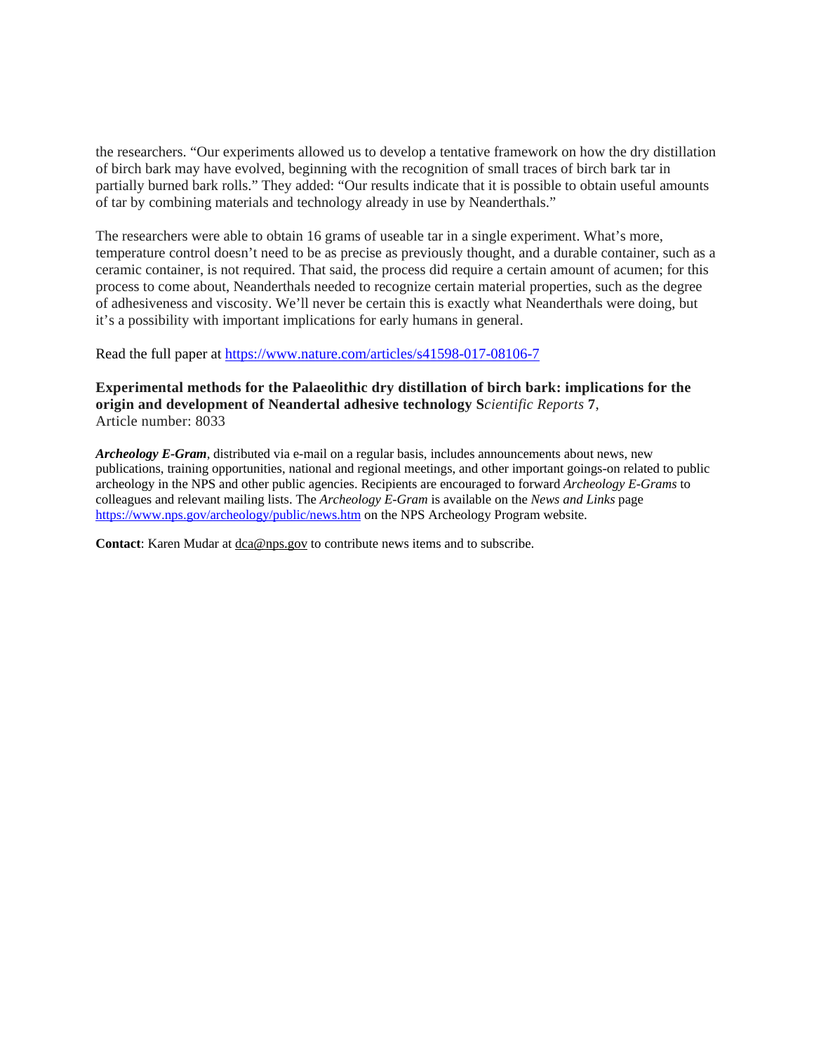the researchers. "Our experiments allowed us to develop a tentative framework on how the dry distillation of birch bark may have evolved, beginning with the recognition of small traces of birch bark tar in partially burned bark rolls." They added: "Our results indicate that it is possible to obtain useful amounts of tar by combining materials and technology already in use by Neanderthals."

The researchers were able to obtain 16 grams of useable tar in a single experiment. What's more, temperature control doesn't need to be as precise as previously thought, and a durable container, such as a ceramic container, is not required. That said, the process did require a certain amount of acumen; for this process to come about, Neanderthals needed to recognize certain material properties, such as the degree of adhesiveness and viscosity. We'll never be certain this is exactly what Neanderthals were doing, but it's a possibility with important implications for early humans in general.

Read the full paper at https://www.nature.com/articles/s41598-017-08106-7

**Experimental methods for the Palaeolithic dry distillation of birch bark: implications for the origin and development of Neandertal adhesive technology S***cientific Reports* **7**,
Article number: 8033

***Archeology E-Gram***, distributed via e-mail on a regular basis, includes announcements about news, new publications, training opportunities, national and regional meetings, and other important goings-on related to public archeology in the NPS and other public agencies. Recipients are encouraged to forward *Archeology E-Grams* to colleagues and relevant mailing lists. The *Archeology E-Gram* is available on the *News and Links* page https://www.nps.gov/archeology/public/news.htm on the NPS Archeology Program website.

**Contact**: Karen Mudar at dca@nps.gov to contribute news items and to subscribe.